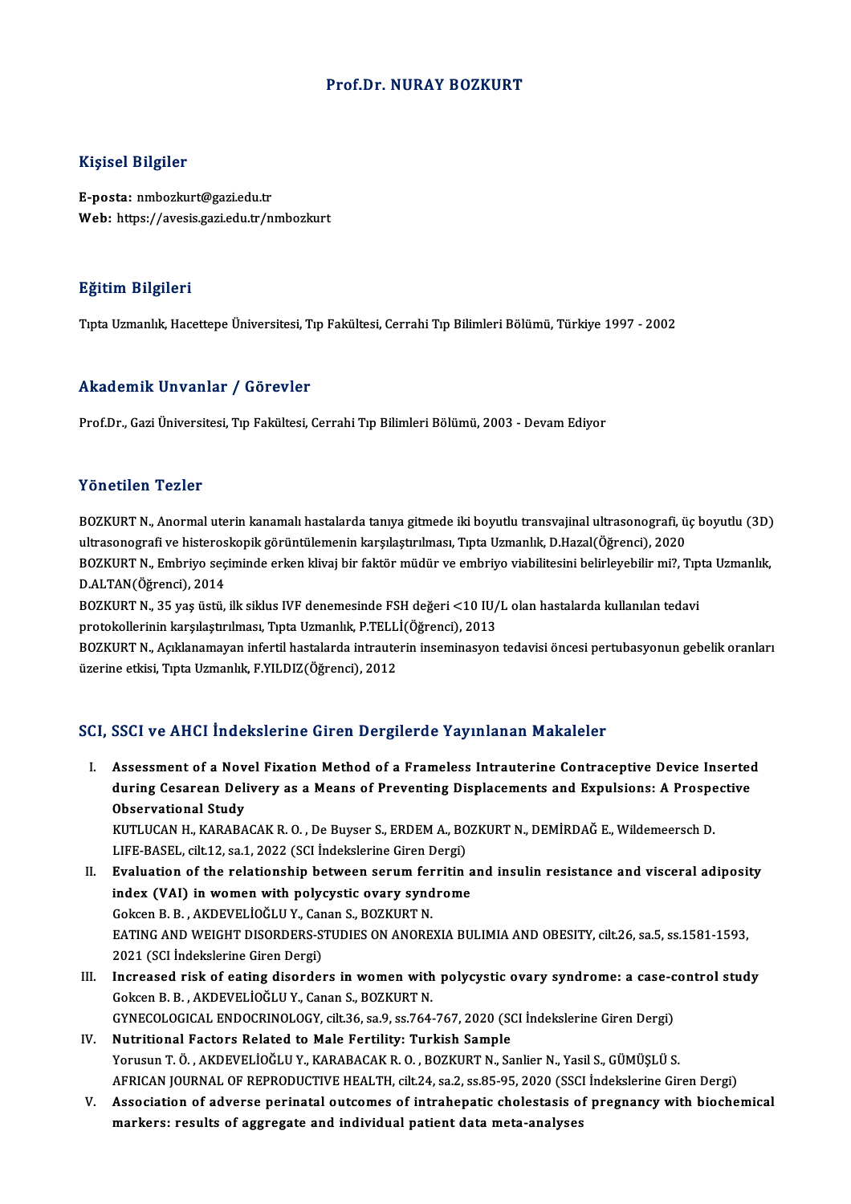# Prof.Dr. NURAY BOZKURT

## Kişisel Bilgiler

**E-posta:** nmbozkurt@gazi.edu.tr
**Web:** https://avesis.gazi.edu.tr/nmbozkurt

## Eğitim Bilgileri

Tıpta Uzmanlık, Hacettepe Üniversitesi, Tıp Fakültesi, Cerrahi Tıp Bilimleri Bölümü, Türkiye 1997 - 2002

## Akademik Unvanlar / Görevler

Prof.Dr., Gazi Üniversitesi, Tıp Fakültesi, Cerrahi Tıp Bilimleri Bölümü, 2003 - Devam Ediyor

## Yönetilen Tezler

BOZKURT N., Anormal uterin kanamalı hastalarda tanıya gitmede iki boyutlu transvajinal ultrasonografi, üç boyutlu (3D) ultrasonografi ve histeroskopik görüntülemenin karşılaştırılması, Tıpta Uzmanlık, D.Hazal(Öğrenci), 2020

BOZKURT N., Embriyo seçiminde erken klivaj bir faktör müdür ve embriyo viabilitesini belirleyebilir mi?, Tıpta Uzmanlık, D.ALTAN(Öğrenci), 2014

BOZKURT N., 35 yaş üstü, ilk siklus IVF denemesinde FSH değeri <10 IU/L olan hastalarda kullanılan tedavi protokollerinin karşılaştırılması, Tıpta Uzmanlık, P.TELLİ(Öğrenci), 2013

BOZKURT N., Açıklanamayan infertil hastalarda intrauterin inseminasyon tedavisi öncesi pertubasyonun gebelik oranları üzerine etkisi, Tıpta Uzmanlık, F.YILDIZ(Öğrenci), 2012

## SCI, SSCI ve AHCI İndekslerine Giren Dergilerde Yayınlanan Makaleler

I. **Assessment of a Novel Fixation Method of a Frameless Intrauterine Contraceptive Device Inserted during Cesarean Delivery as a Means of Preventing Displacements and Expulsions: A Prospective Observational Study**
KUTLUCAN H., KARABACAK R. O. , De Buyser S., ERDEM A., BOZKURT N., DEMİRDAĞ E., Wildemeersch D.
LIFE-BASEL, cilt.12, sa.1, 2022 (SCI İndekslerine Giren Dergi)

II. **Evaluation of the relationship between serum ferritin and insulin resistance and visceral adiposity index (VAI) in women with polycystic ovary syndrome**
Gokcen B. B. , AKDEVELİOĞLU Y., Canan S., BOZKURT N.
EATING AND WEIGHT DISORDERS-STUDIES ON ANOREXIA BULIMIA AND OBESITY, cilt.26, sa.5, ss.1581-1593, 2021 (SCI İndekslerine Giren Dergi)

III. **Increased risk of eating disorders in women with polycystic ovary syndrome: a case-control study**
Gokcen B. B. , AKDEVELİOĞLU Y., Canan S., BOZKURT N.
GYNECOLOGICAL ENDOCRINOLOGY, cilt.36, sa.9, ss.764-767, 2020 (SCI İndekslerine Giren Dergi)

IV. **Nutritional Factors Related to Male Fertility: Turkish Sample**
Yorusun T. Ö. , AKDEVELİOĞLU Y., KARABACAK R. O. , BOZKURT N., Sanlier N., Yasil S., GÜMÜŞLÜ S.
AFRICAN JOURNAL OF REPRODUCTIVE HEALTH, cilt.24, sa.2, ss.85-95, 2020 (SSCI İndekslerine Giren Dergi)

V. **Association of adverse perinatal outcomes of intrahepatic cholestasis of pregnancy with biochemical markers: results of aggregate and individual patient data meta-analyses**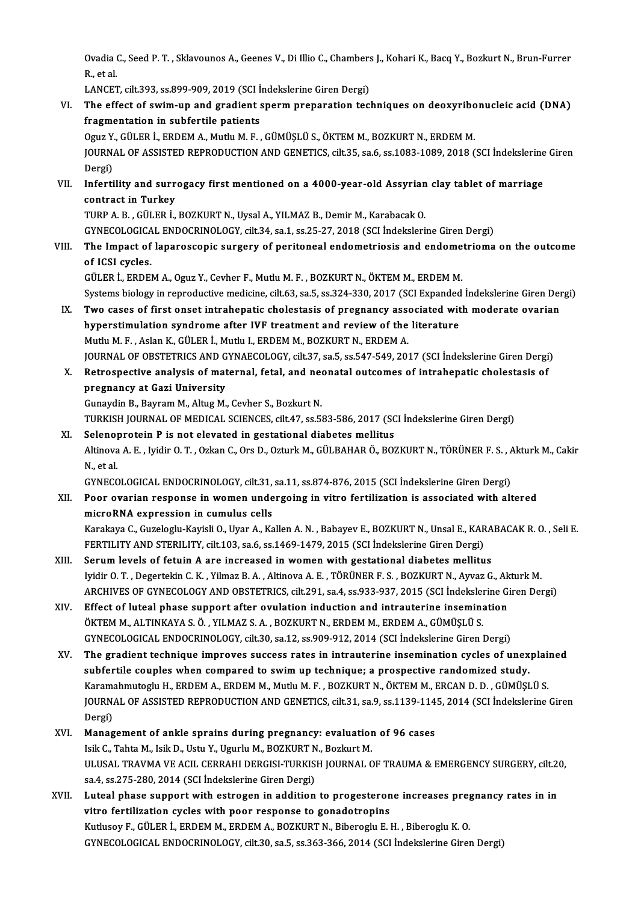Ovadia C., Seed P. T. , Sklavounos A., Geenes V., Di Illio C., Chambers J., Kohari K., Bacq Y., Bozkurt N., Brun-Furrer R., et al.
LANCET, cilt.393, ss.899-909, 2019 (SCI İndekslerine Giren Dergi)

VI. **The effect of swim-up and gradient sperm preparation techniques on deoxyribonucleic acid (DNA) fragmentation in subfertile patients**
Oguz Y., GÜLER İ., ERDEM A., Mutlu M. F. , GÜMÜŞLÜ S., ÖKTEM M., BOZKURT N., ERDEM M.
JOURNAL OF ASSISTED REPRODUCTION AND GENETICS, cilt.35, sa.6, ss.1083-1089, 2018 (SCI İndekslerine Giren Dergi)

VII. **Infertility and surrogacy first mentioned on a 4000-year-old Assyrian clay tablet of marriage contract in Turkey**
TURP A. B. , GÜLER İ., BOZKURT N., Uysal A., YILMAZ B., Demir M., Karabacak O.
GYNECOLOGICAL ENDOCRINOLOGY, cilt.34, sa.1, ss.25-27, 2018 (SCI İndekslerine Giren Dergi)

VIII. **The Impact of laparoscopic surgery of peritoneal endometriosis and endometrioma on the outcome of ICSI cycles.**
GÜLER İ., ERDEM A., Oguz Y., Cevher F., Mutlu M. F. , BOZKURT N., ÖKTEM M., ERDEM M.
Systems biology in reproductive medicine, cilt.63, sa.5, ss.324-330, 2017 (SCI Expanded İndekslerine Giren Dergi)

IX. **Two cases of first onset intrahepatic cholestasis of pregnancy associated with moderate ovarian hyperstimulation syndrome after IVF treatment and review of the literature**
Mutlu M. F. , Aslan K., GÜLER İ., Mutlu I., ERDEM M., BOZKURT N., ERDEM A.
JOURNAL OF OBSTETRICS AND GYNAECOLOGY, cilt.37, sa.5, ss.547-549, 2017 (SCI İndekslerine Giren Dergi)

X. **Retrospective analysis of maternal, fetal, and neonatal outcomes of intrahepatic cholestasis of pregnancy at Gazi University**
Gunaydin B., Bayram M., Altug M., Cevher S., Bozkurt N.
TURKISH JOURNAL OF MEDICAL SCIENCES, cilt.47, ss.583-586, 2017 (SCI İndekslerine Giren Dergi)

XI. **Selenoprotein P is not elevated in gestational diabetes mellitus**
Altinova A. E. , Iyidir O. T. , Ozkan C., Ors D., Ozturk M., GÜLBAHAR Ö., BOZKURT N., TÖRÜNER F. S. , Akturk M., Cakir N., et al.
GYNECOLOGICAL ENDOCRINOLOGY, cilt.31, sa.11, ss.874-876, 2015 (SCI İndekslerine Giren Dergi)

XII. **Poor ovarian response in women undergoing in vitro fertilization is associated with altered microRNA expression in cumulus cells**
Karakaya C., Guzeloglu-Kayisli O., Uyar A., Kallen A. N. , Babayev E., BOZKURT N., Unsal E., KARABACAK R. O. , Seli E.
FERTILITY AND STERILITY, cilt.103, sa.6, ss.1469-1479, 2015 (SCI İndekslerine Giren Dergi)

XIII. **Serum levels of fetuin A are increased in women with gestational diabetes mellitus**
Iyidir O. T. , Degertekin C. K. , Yilmaz B. A. , Altinova A. E. , TÖRÜNER F. S. , BOZKURT N., Ayvaz G., Akturk M.
ARCHIVES OF GYNECOLOGY AND OBSTETRICS, cilt.291, sa.4, ss.933-937, 2015 (SCI İndekslerine Giren Dergi)

XIV. **Effect of luteal phase support after ovulation induction and intrauterine insemination**
ÖKTEM M., ALTINKAYA S. Ö. , YILMAZ S. A. , BOZKURT N., ERDEM M., ERDEM A., GÜMÜŞLÜ S.
GYNECOLOGICAL ENDOCRINOLOGY, cilt.30, sa.12, ss.909-912, 2014 (SCI İndekslerine Giren Dergi)

XV. **The gradient technique improves success rates in intrauterine insemination cycles of unexplained subfertile couples when compared to swim up technique; a prospective randomized study.**
Karamahmutoglu H., ERDEM A., ERDEM M., Mutlu M. F. , BOZKURT N., ÖKTEM M., ERCAN D. D. , GÜMÜŞLÜ S.
JOURNAL OF ASSISTED REPRODUCTION AND GENETICS, cilt.31, sa.9, ss.1139-1145, 2014 (SCI İndekslerine Giren Dergi)

XVI. **Management of ankle sprains during pregnancy: evaluation of 96 cases**
Isik C., Tahta M., Isik D., Ustu Y., Ugurlu M., BOZKURT N., Bozkurt M.
ULUSAL TRAVMA VE ACIL CERRAHI DERGISI-TURKISH JOURNAL OF TRAUMA & EMERGENCY SURGERY, cilt.20, sa.4, ss.275-280, 2014 (SCI İndekslerine Giren Dergi)

XVII. **Luteal phase support with estrogen in addition to progesterone increases pregnancy rates in in vitro fertilization cycles with poor response to gonadotropins**
Kutlusoy F., GÜLER İ., ERDEM M., ERDEM A., BOZKURT N., Biberoglu E. H. , Biberoglu K. O.
GYNECOLOGICAL ENDOCRINOLOGY, cilt.30, sa.5, ss.363-366, 2014 (SCI İndekslerine Giren Dergi)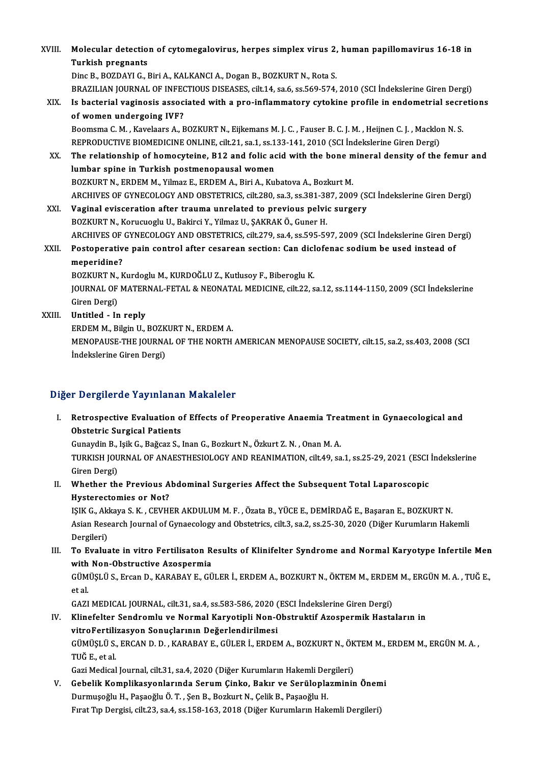XVIII. **Molecular detection of cytomegalovirus, herpes simplex virus 2, human papillomavirus 16-18 in Turkish pregnants**
Dinc B., BOZDAYI G., Biri A., KALKANCI A., Dogan B., BOZKURT N., Rota S.
BRAZILIAN JOURNAL OF INFECTIOUS DISEASES, cilt.14, sa.6, ss.569-574, 2010 (SCI İndekslerine Giren Dergi)

XIX. **Is bacterial vaginosis associated with a pro-inflammatory cytokine profile in endometrial secretions of women undergoing IVF?**
Boomsma C. M. , Kavelaars A., BOZKURT N., Eijkemans M. J. C. , Fauser B. C. J. M. , Heijnen C. J. , Macklon N. S.
REPRODUCTIVE BIOMEDICINE ONLINE, cilt.21, sa.1, ss.133-141, 2010 (SCI İndekslerine Giren Dergi)

XX. **The relationship of homocyteine, B12 and folic acid with the bone mineral density of the femur and lumbar spine in Turkish postmenopausal women**
BOZKURT N., ERDEM M., Yilmaz E., ERDEM A., Biri A., Kubatova A., Bozkurt M.
ARCHIVES OF GYNECOLOGY AND OBSTETRICS, cilt.280, sa.3, ss.381-387, 2009 (SCI İndekslerine Giren Dergi)

XXI. **Vaginal evisceration after trauma unrelated to previous pelvic surgery**
BOZKURT N., Korucuoglu U., Bakirci Y., Yilmaz U., ŞAKRAK Ö., Guner H.
ARCHIVES OF GYNECOLOGY AND OBSTETRICS, cilt.279, sa.4, ss.595-597, 2009 (SCI İndekslerine Giren Dergi)

XXII. **Postoperative pain control after cesarean section: Can diclofenac sodium be used instead of meperidine?**
BOZKURT N., Kurdoglu M., KURDOĞLU Z., Kutlusoy F., Biberoglu K.
JOURNAL OF MATERNAL-FETAL & NEONATAL MEDICINE, cilt.22, sa.12, ss.1144-1150, 2009 (SCI İndekslerine Giren Dergi)

XXIII. **Untitled - In reply**
ERDEM M., Bilgin U., BOZKURT N., ERDEM A.
MENOPAUSE-THE JOURNAL OF THE NORTH AMERICAN MENOPAUSE SOCIETY, cilt.15, sa.2, ss.403, 2008 (SCI İndekslerine Giren Dergi)

## Diğer Dergilerde Yayınlanan Makaleler

I. **Retrospective Evaluation of Effects of Preoperative Anaemia Treatment in Gynaecological and Obstetric Surgical Patients**
Gunaydin B., Işik G., Bağcaz S., Inan G., Bozkurt N., Özkurt Z. N. , Onan M. A.
TURKISH JOURNAL OF ANAESTHESIOLOGY AND REANIMATION, cilt.49, sa.1, ss.25-29, 2021 (ESCI İndekslerine Giren Dergi)

II. **Whether the Previous Abdominal Surgeries Affect the Subsequent Total Laparoscopic Hysterectomies or Not?**
IŞIK G., Akkaya S. K. , CEVHER AKDULUM M. F. , Özata B., YÜCE E., DEMİRDAĞ E., Başaran E., BOZKURT N.
Asian Research Journal of Gynaecology and Obstetrics, cilt.3, sa.2, ss.25-30, 2020 (Diğer Kurumların Hakemli Dergileri)

III. **To Evaluate in vitro Fertilisaton Results of Klinifelter Syndrome and Normal Karyotype Infertile Men with Non-Obstructive Azospermia**
GÜMÜŞLÜ S., Ercan D., KARABAY E., GÜLER İ., ERDEM A., BOZKURT N., ÖKTEM M., ERDEM M., ERGÜN M. A. , TUĞ E., et al.
GAZI MEDICAL JOURNAL, cilt.31, sa.4, ss.583-586, 2020 (ESCI İndekslerine Giren Dergi)

IV. **Klinefelter Sendromlu ve Normal Karyotipli Non-Obstruktif Azospermik Hastaların in vitroFertilizasyon Sonuçlarının Değerlendirilmesi**
GÜMÜŞLÜ S., ERCAN D. D. , KARABAY E., GÜLER İ., ERDEM A., BOZKURT N., ÖKTEM M., ERDEM M., ERGÜN M. A. , TUĞ E., et al.
Gazi Medical Journal, cilt.31, sa.4, 2020 (Diğer Kurumların Hakemli Dergileri)

V. **Gebelik Komplikasyonlarında Serum Çinko, Bakır ve Serüloplazminin Önemi**
Durmuşoğlu H., Paşaoğlu Ö. T. , Şen B., Bozkurt N., Çelik B., Paşaoğlu H.
Fırat Tıp Dergisi, cilt.23, sa.4, ss.158-163, 2018 (Diğer Kurumların Hakemli Dergileri)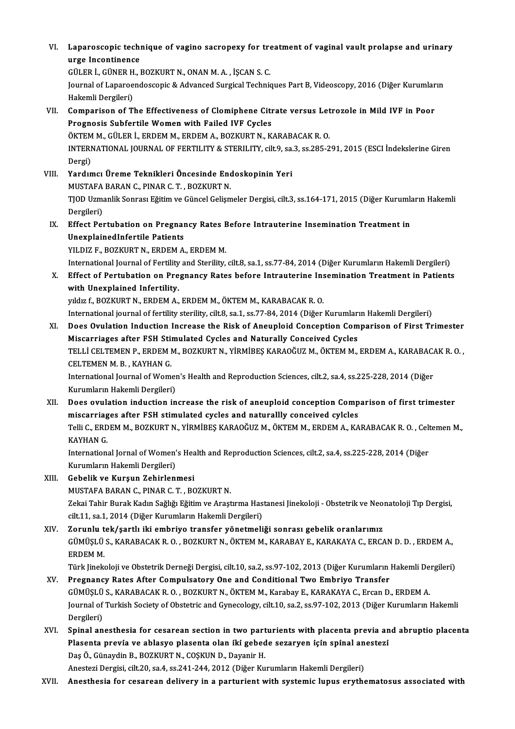VI. **Laparoscopic technique of vagino sacropexy for treatment of vaginal vault prolapse and urinary urge Incontinence**
GÜLER İ., GÜNER H., BOZKURT N., ONAN M. A. , İŞCAN S. C.
Journal of Laparoendoscopic & Advanced Surgical Techniques Part B, Videoscopy, 2016 (Diğer Kurumların Hakemli Dergileri)

VII. **Comparison of The Effectiveness of Clomiphene Citrate versus Letrozole in Mild IVF in Poor Prognosis Subfertile Women with Failed IVF Cycles**
ÖKTEM M., GÜLER İ., ERDEM M., ERDEM A., BOZKURT N., KARABACAK R. O.
INTERNATIONAL JOURNAL OF FERTILITY & STERILITY, cilt.9, sa.3, ss.285-291, 2015 (ESCI İndekslerine Giren Dergi)

VIII. **Yardımcı Üreme Teknikleri Öncesinde Endoskopinin Yeri**
MUSTAFA BARAN C., PINAR C. T. , BOZKURT N.
TJOD Uzmanlik Sonrası Eğitim ve Güncel Gelişmeler Dergisi, cilt.3, ss.164-171, 2015 (Diğer Kurumların Hakemli Dergileri)

IX. **Effect Pertubation on Pregnancy Rates Before Intrauterine Insemination Treatment in UnexplainedInfertile Patients**
YILDIZ F., BOZKURT N., ERDEM A., ERDEM M.
International Journal of Fertility and Sterility, cilt.8, sa.1, ss.77-84, 2014 (Diğer Kurumların Hakemli Dergileri)

X. **Effect of Pertubation on Pregnancy Rates before Intrauterine Insemination Treatment in Patients with Unexplained Infertility.**
yıldız f., BOZKURT N., ERDEM A., ERDEM M., ÖKTEM M., KARABACAK R. O.
International journal of fertility sterility, cilt.8, sa.1, ss.77-84, 2014 (Diğer Kurumların Hakemli Dergileri)

XI. **Does Ovulation Induction Increase the Risk of Aneuploid Conception Comparison of First Trimester Miscarriages after FSH Stimulated Cycles and Naturally Conceived Cycles**
TELLİ CELTEMEN P., ERDEM M., BOZKURT N., YİRMİBEŞ KARAOĞUZ M., ÖKTEM M., ERDEM A., KARABACAK R. O. , CELTEMEN M. B. , KAYHAN G.
International Journal of Women's Health and Reproduction Sciences, cilt.2, sa.4, ss.225-228, 2014 (Diğer Kurumların Hakemli Dergileri)

XII. **Does ovulation induction increase the risk of aneuploid conception Comparison of first trimester miscarriages after FSH stimulated cycles and naturallly conceived cylcles**
Telli C., ERDEM M., BOZKURT N., YİRMİBEŞ KARAOĞUZ M., ÖKTEM M., ERDEM A., KARABACAK R. O. , Celtemen M., KAYHAN G.
International Jornal of Women's Health and Reproduction Sciences, cilt.2, sa.4, ss.225-228, 2014 (Diğer Kurumların Hakemli Dergileri)

XIII. **Gebelik ve Kurşun Zehirlenmesi**
MUSTAFA BARAN C., PINAR C. T. , BOZKURT N.
Zekai Tahir Burak Kadın Sağlığı Eğitim ve Araştırma Hastanesi Jinekoloji - Obstetrik ve Neonatoloji Tıp Dergisi, cilt.11, sa.1, 2014 (Diğer Kurumların Hakemli Dergileri)

XIV. **Zorunlu tek/şartlı iki embriyo transfer yönetmeliği sonrası gebelik oranlarımız**
GÜMÜŞLÜ S., KARABACAK R. O. , BOZKURT N., ÖKTEM M., KARABAY E., KARAKAYA C., ERCAN D. D. , ERDEM A., ERDEM M.
Türk Jinekoloji ve Obstetrik Derneği Dergisi, cilt.10, sa.2, ss.97-102, 2013 (Diğer Kurumların Hakemli Dergileri)

XV. **Pregnancy Rates After Compulsatory One and Conditional Two Embriyo Transfer**
GÜMÜŞLÜ S., KARABACAK R. O. , BOZKURT N., ÖKTEM M., Karabay E., KARAKAYA C., Ercan D., ERDEM A.
Journal of Turkish Society of Obstetric and Gynecology, cilt.10, sa.2, ss.97-102, 2013 (Diğer Kurumların Hakemli Dergileri)

XVI. **Spinal anesthesia for cesarean section in two parturients with placenta previa and abruptio placenta Plasenta previa ve ablasyo plasenta olan iki gebede sezaryen için spinal anestezi**
Daş Ö., Günaydin B., BOZKURT N., COŞKUN D., Dayanir H.
Anestezi Dergisi, cilt.20, sa.4, ss.241-244, 2012 (Diğer Kurumların Hakemli Dergileri)

XVII. **Anesthesia for cesarean delivery in a parturient with systemic lupus erythematosus associated with**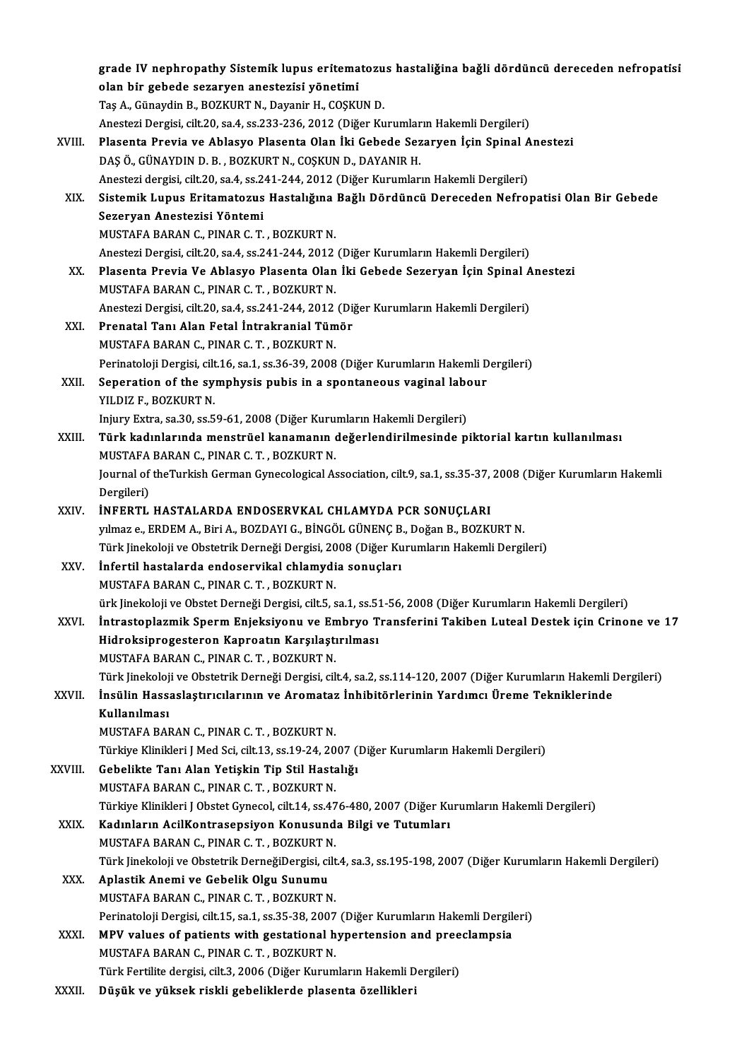grade IV nephropathy Sistemik lupus eritematozus hastaliğina bağli dördüncü dereceden nefropatisi olan bir gebede sezaryen anestezisi yönetimi
Taş A., Günaydin B., BOZKURT N., Dayanir H., COŞKUN D.
Anestezi Dergisi, cilt.20, sa.4, ss.233-236, 2012 (Diğer Kurumların Hakemli Dergileri)

XVIII. **Plasenta Previa ve Ablasyo Plasenta Olan İki Gebede Sezaryen İçin Spinal Anestezi**
DAŞ Ö., GÜNAYDIN D. B. , BOZKURT N., COŞKUN D., DAYANIR H.
Anestezi dergisi, cilt.20, sa.4, ss.241-244, 2012 (Diğer Kurumların Hakemli Dergileri)

XIX. **Sistemik Lupus Eritamatozus Hastalığına Bağlı Dördüncü Dereceden Nefropatisi Olan Bir Gebede Sezeryan Anestezisi Yöntemi**
MUSTAFA BARAN C., PINAR C. T. , BOZKURT N.
Anestezi Dergisi, cilt.20, sa.4, ss.241-244, 2012 (Diğer Kurumların Hakemli Dergileri)

XX. **Plasenta Previa Ve Ablasyo Plasenta Olan İki Gebede Sezeryan İçin Spinal Anestezi**
MUSTAFA BARAN C., PINAR C. T. , BOZKURT N.
Anestezi Dergisi, cilt.20, sa.4, ss.241-244, 2012 (Diğer Kurumların Hakemli Dergileri)

XXI. **Prenatal Tanı Alan Fetal İntrakranial Tümör**
MUSTAFA BARAN C., PINAR C. T. , BOZKURT N.
Perinatoloji Dergisi, cilt.16, sa.1, ss.36-39, 2008 (Diğer Kurumların Hakemli Dergileri)

XXII. **Seperation of the symphysis pubis in a spontaneous vaginal labour**
YILDIZ F., BOZKURT N.
Injury Extra, sa.30, ss.59-61, 2008 (Diğer Kurumların Hakemli Dergileri)

XXIII. **Türk kadınlarında menstrüel kanamanın değerlendirilmesinde piktorial kartın kullanılması**
MUSTAFA BARAN C., PINAR C. T. , BOZKURT N.
Journal of theTurkish German Gynecological Association, cilt.9, sa.1, ss.35-37, 2008 (Diğer Kurumların Hakemli Dergileri)

XXIV. **İNFERTL HASTALARDA ENDOSERVKAL CHLAMYDA PCR SONUÇLARI**
yılmaz e., ERDEM A., Biri A., BOZDAYI G., BİNGÖL GÜNENÇ B., Doğan B., BOZKURT N.
Türk Jinekoloji ve Obstetrik Derneği Dergisi, 2008 (Diğer Kurumların Hakemli Dergileri)

XXV. **İnfertil hastalarda endoservikal chlamydia sonuçları**
MUSTAFA BARAN C., PINAR C. T. , BOZKURT N.
ürk Jinekoloji ve Obstet Derneği Dergisi, cilt.5, sa.1, ss.51-56, 2008 (Diğer Kurumların Hakemli Dergileri)

XXVI. **İntrastoplazmik Sperm Enjeksiyonu ve Embryo Transferini Takiben Luteal Destek için Crinone ve 17 Hidroksiprogesteron Kaproatın Karşılaştırılması**
MUSTAFA BARAN C., PINAR C. T. , BOZKURT N.
Türk Jinekoloji ve Obstetrik Derneği Dergisi, cilt.4, sa.2, ss.114-120, 2007 (Diğer Kurumların Hakemli Dergileri)

XXVII. **İnsülin Hassaslaştırıcılarının ve Aromataz İnhibitörlerinin Yardımcı Üreme Tekniklerinde Kullanılması**
MUSTAFA BARAN C., PINAR C. T. , BOZKURT N.
Türkiye Klinikleri J Med Sci, cilt.13, ss.19-24, 2007 (Diğer Kurumların Hakemli Dergileri)

XXVIII. **Gebelikte Tanı Alan Yetişkin Tip Stil Hastalığı**
MUSTAFA BARAN C., PINAR C. T. , BOZKURT N.
Türkiye Klinikleri J Obstet Gynecol, cilt.14, ss.476-480, 2007 (Diğer Kurumların Hakemli Dergileri)

XXIX. **Kadınların AcilKontrasepsiyon Konusunda Bilgi ve Tutumları**
MUSTAFA BARAN C., PINAR C. T. , BOZKURT N.
Türk Jinekoloji ve Obstetrik DerneğiDergisi, cilt.4, sa.3, ss.195-198, 2007 (Diğer Kurumların Hakemli Dergileri)

XXX. **Aplastik Anemi ve Gebelik Olgu Sunumu**
MUSTAFA BARAN C., PINAR C. T. , BOZKURT N.
Perinatoloji Dergisi, cilt.15, sa.1, ss.35-38, 2007 (Diğer Kurumların Hakemli Dergileri)

XXXI. **MPV values of patients with gestational hypertension and preeclampsia**
MUSTAFA BARAN C., PINAR C. T. , BOZKURT N.
Türk Fertilite dergisi, cilt.3, 2006 (Diğer Kurumların Hakemli Dergileri)

XXXII. **Düşük ve yüksek riskli gebeliklerde plasenta özellikleri**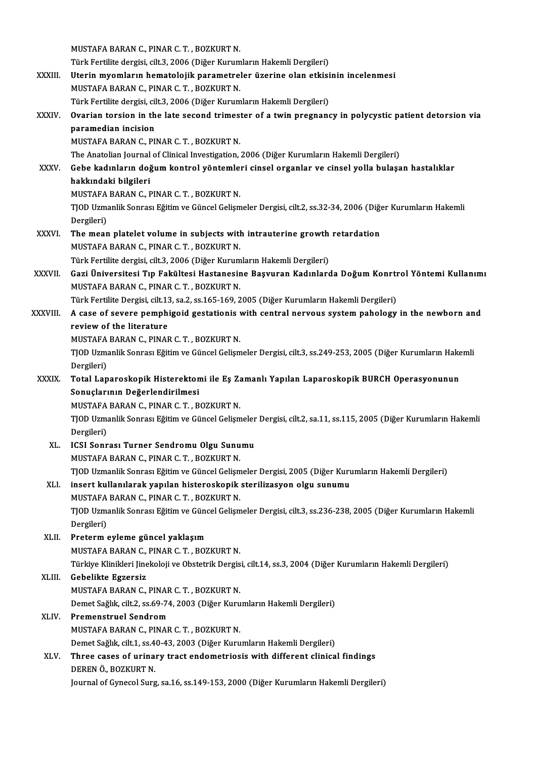MUSTAFA BARAN C., PINAR C. T. , BOZKURT N.
Türk Fertilite dergisi, cilt.3, 2006 (Diğer Kurumların Hakemli Dergileri)

XXXIII. **Uterin myomların hematolojik parametreler üzerine olan etkisinin incelenmesi**
MUSTAFA BARAN C., PINAR C. T. , BOZKURT N.
Türk Fertilite dergisi, cilt.3, 2006 (Diğer Kurumların Hakemli Dergileri)

XXXIV. **Ovarian torsion in the late second trimester of a twin pregnancy in polycystic patient detorsion via paramedian incision**
MUSTAFA BARAN C., PINAR C. T. , BOZKURT N.
The Anatolian Journal of Clinical Investigation, 2006 (Diğer Kurumların Hakemli Dergileri)

XXXV. **Gebe kadınların doğum kontrol yöntemleri cinsel organlar ve cinsel yolla bulaşan hastalıklar hakkındaki bilgileri**
MUSTAFA BARAN C., PINAR C. T. , BOZKURT N.
TJOD Uzmanlik Sonrası Eğitim ve Güncel Gelişmeler Dergisi, cilt.2, ss.32-34, 2006 (Diğer Kurumların Hakemli Dergileri)

XXXVI. **The mean platelet volume in subjects with intrauterine growth retardation**
MUSTAFA BARAN C., PINAR C. T. , BOZKURT N.
Türk Fertilite dergisi, cilt.3, 2006 (Diğer Kurumların Hakemli Dergileri)

XXXVII. **Gazi Üniversitesi Tıp Fakültesi Hastanesine Başvuran Kadınlarda Doğum Konrtrol Yöntemi Kullanımı**
MUSTAFA BARAN C., PINAR C. T. , BOZKURT N.
Türk Fertilite Dergisi, cilt.13, sa.2, ss.165-169, 2005 (Diğer Kurumların Hakemli Dergileri)

XXXVIII. **A case of severe pemphigoid gestationis with central nervous system pahology in the newborn and review of the literature**
MUSTAFA BARAN C., PINAR C. T. , BOZKURT N.
TJOD Uzmanlik Sonrası Eğitim ve Güncel Gelişmeler Dergisi, cilt.3, ss.249-253, 2005 (Diğer Kurumların Hakemli Dergileri)

XXXIX. **Total Laparoskopik Histerektomi ile Eş Zamanlı Yapılan Laparoskopik BURCH Operasyonunun Sonuçlarının Değerlendirilmesi**
MUSTAFA BARAN C., PINAR C. T. , BOZKURT N.
TJOD Uzmanlik Sonrası Eğitim ve Güncel Gelişmeler Dergisi, cilt.2, sa.11, ss.115, 2005 (Diğer Kurumların Hakemli Dergileri)

XL. **ICSI Sonrası Turner Sendromu Olgu Sunumu**
MUSTAFA BARAN C., PINAR C. T. , BOZKURT N.
TJOD Uzmanlik Sonrası Eğitim ve Güncel Gelişmeler Dergisi, 2005 (Diğer Kurumların Hakemli Dergileri)

XLI. **insert kullanılarak yapılan histeroskopik sterilizasyon olgu sunumu**
MUSTAFA BARAN C., PINAR C. T. , BOZKURT N.
TJOD Uzmanlik Sonrası Eğitim ve Güncel Gelişmeler Dergisi, cilt.3, ss.236-238, 2005 (Diğer Kurumların Hakemli Dergileri)

XLII. **Preterm eyleme güncel yaklaşım**
MUSTAFA BARAN C., PINAR C. T. , BOZKURT N.
Türkiye Klinikleri Jinekoloji ve Obstetrik Dergisi, cilt.14, ss.3, 2004 (Diğer Kurumların Hakemli Dergileri)

XLIII. **Gebelikte Egzersiz**
MUSTAFA BARAN C., PINAR C. T. , BOZKURT N.
Demet Sağlık, cilt.2, ss.69-74, 2003 (Diğer Kurumların Hakemli Dergileri)

XLIV. **Premenstruel Sendrom**
MUSTAFA BARAN C., PINAR C. T. , BOZKURT N.
Demet Sağlık, cilt.1, ss.40-43, 2003 (Diğer Kurumların Hakemli Dergileri)

XLV. **Three cases of urinary tract endometriosis with different clinical findings**
DEREN Ö., BOZKURT N.
Journal of Gynecol Surg, sa.16, ss.149-153, 2000 (Diğer Kurumların Hakemli Dergileri)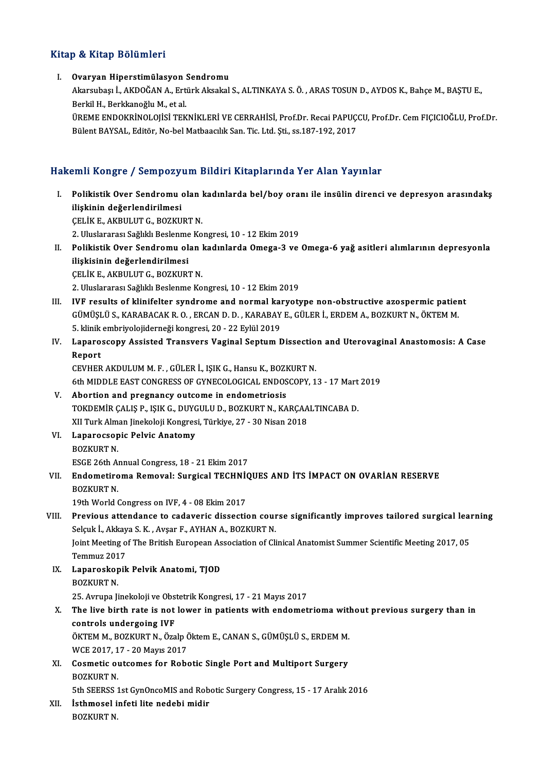## Kitap & Kitap Bölümleri

I. **Ovaryan Hiperstimülasyon Sendromu**
   Akarsubaşı İ., AKDOĞAN A., Ertürk Aksakal S., ALTINKAYA S. Ö. , ARAS TOSUN D., AYDOS K., Bahçe M., BAŞTU E., Berkil H., Berkkanoğlu M., et al.
   ÜREME ENDOKRİNOLOJİSİ TEKNİKLERİ VE CERRAHİSİ, Prof.Dr. Recai PAPUÇCU, Prof.Dr. Cem FIÇICIOĞLU, Prof.Dr. Bülent BAYSAL, Editör, No-bel Matbaacılık San. Tic. Ltd. Şti., ss.187-192, 2017

## Hakemli Kongre / Sempozyum Bildiri Kitaplarında Yer Alan Yayınlar

I. **Polikistik Over Sendromu olan kadınlarda bel/boy oranı ile insülin direnci ve depresyon arasındakş ilişkinin değerlendirilmesi**
   ÇELİK E., AKBULUT G., BOZKURT N.
   2. Uluslararası Sağlıklı Beslenme Kongresi, 10 - 12 Ekim 2019

II. **Polikistik Over Sendromu olan kadınlarda Omega-3 ve Omega-6 yağ asitleri alımlarının depresyonla ilişkisinin değerlendirilmesi**
   ÇELİK E., AKBULUT G., BOZKURT N.
   2. Uluslararası Sağlıklı Beslenme Kongresi, 10 - 12 Ekim 2019

III. **IVF results of klinifelter syndrome and normal karyotype non-obstructive azospermic patient**
   GÜMÜŞLÜ S., KARABACAK R. O. , ERCAN D. D. , KARABAY E., GÜLER İ., ERDEM A., BOZKURT N., ÖKTEM M.
   5. klinik embriyolojiderneği kongresi, 20 - 22 Eylül 2019

IV. **Laparoscopy Assisted Transvers Vaginal Septum Dissection and Uterovaginal Anastomosis: A Case Report**
   CEVHER AKDULUM M. F. , GÜLER İ., IŞIK G., Hansu K., BOZKURT N.
   6th MIDDLE EAST CONGRESS OF GYNECOLOGICAL ENDOSCOPY, 13 - 17 Mart 2019

V. **Abortion and pregnancy outcome in endometriosis**
   TOKDEMİR ÇALIŞ P., IŞIK G., DUYGULU D., BOZKURT N., KARÇAALTINCABA D.
   XII Turk Alman Jinekoloji Kongresi, Türkiye, 27 - 30 Nisan 2018

VI. **Laparocsopic Pelvic Anatomy**
   BOZKURT N.
   ESGE 26th Annual Congress, 18 - 21 Ekim 2017

VII. **Endometiroma Removal: Surgical TECHNİQUES AND İTS İMPACT ON OVARİAN RESERVE**
   BOZKURT N.
   19th World Congress on IVF, 4 - 08 Ekim 2017

VIII. **Previous attendance to cadaveric dissection course significantly improves tailored surgical learning**
   Selçuk İ., Akkaya S. K. , Avşar F., AYHAN A., BOZKURT N.
   Joint Meeting of The British European Association of Clinical Anatomist Summer Scientific Meeting 2017, 05 Temmuz 2017

IX. **Laparoskopik Pelvik Anatomi, TJOD**
   BOZKURT N.
   25. Avrupa Jinekoloji ve Obstetrik Kongresi, 17 - 21 Mayıs 2017

X. **The live birth rate is not lower in patients with endometrioma without previous surgery than in controls undergoing IVF**
   ÖKTEM M., BOZKURT N., Özalp Öktem E., CANAN S., GÜMÜŞLÜ S., ERDEM M.
   WCE 2017, 17 - 20 Mayıs 2017

XI. **Cosmetic outcomes for Robotic Single Port and Multiport Surgery**
   BOZKURT N.
   5th SEERSS 1st GynOncoMIS and Robotic Surgery Congress, 15 - 17 Aralık 2016

XII. **İsthmosel infeti lite nedebi midir**
   BOZKURT N.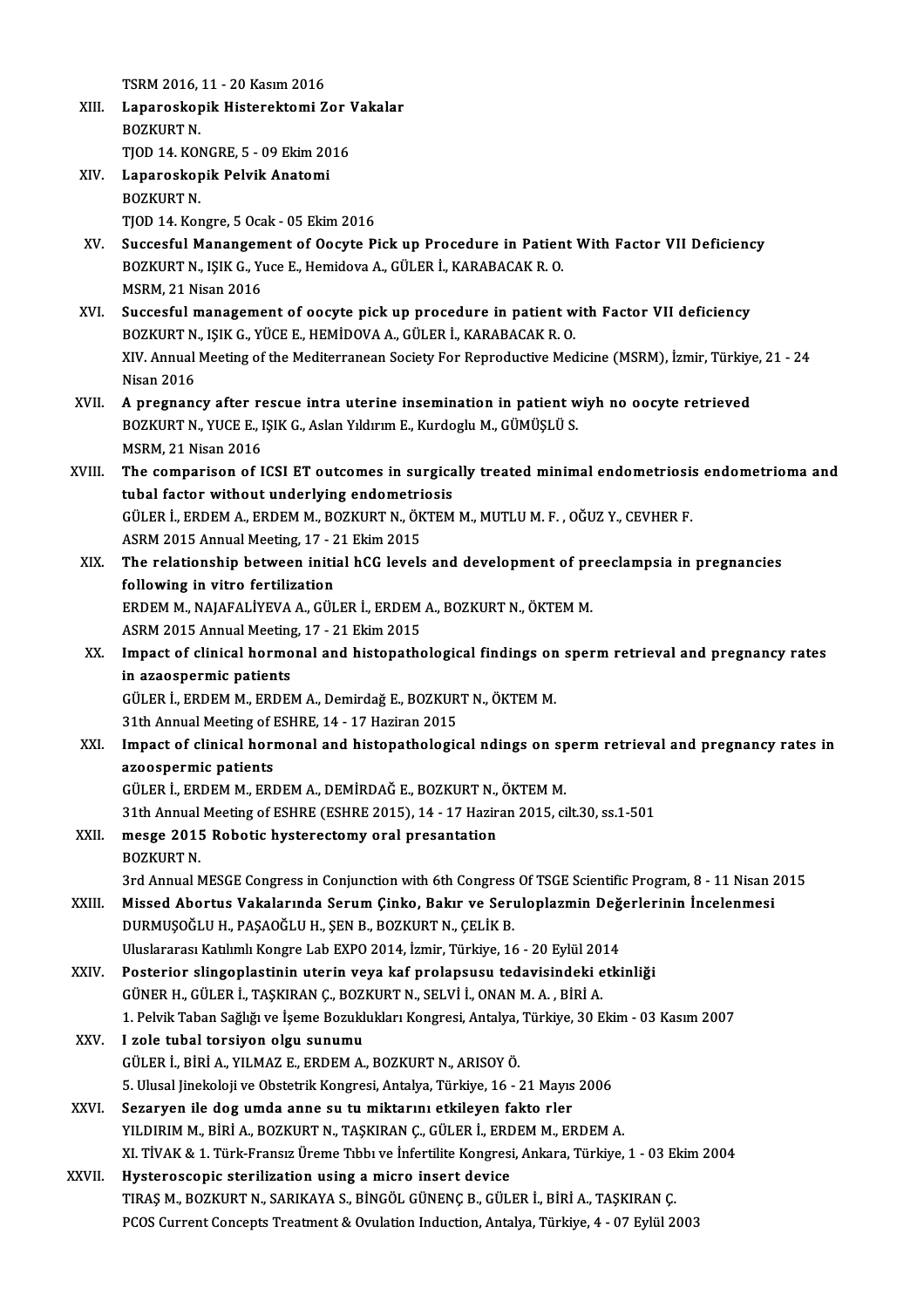TSRM 2016, 11 - 20 Kasım 2016

XIII. **Laparoskopik Histerektomi Zor Vakalar**
BOZKURT N.
TJOD 14. KONGRE, 5 - 09 Ekim 2016

XIV. **Laparoskopik Pelvik Anatomi**
BOZKURT N.
TJOD 14. Kongre, 5 Ocak - 05 Ekim 2016

XV. **Succesful Manangement of Oocyte Pick up Procedure in Patient With Factor VII Deficiency**
BOZKURT N., IŞIK G., Yuce E., Hemidova A., GÜLER İ., KARABACAK R. O.
MSRM, 21 Nisan 2016

XVI. **Succesful management of oocyte pick up procedure in patient with Factor VII deficiency**
BOZKURT N., IŞIK G., YÜCE E., HEMİDOVA A., GÜLER İ., KARABACAK R. O.
XIV. Annual Meeting of the Mediterranean Society For Reproductive Medicine (MSRM), İzmir, Türkiye, 21 - 24 Nisan 2016

XVII. **A pregnancy after rescue intra uterine insemination in patient wiyh no oocyte retrieved**
BOZKURT N., YUCE E., IŞIK G., Aslan Yıldırım E., Kurdoglu M., GÜMÜŞLÜ S.
MSRM, 21 Nisan 2016

XVIII. **The comparison of ICSI ET outcomes in surgically treated minimal endometriosis endometrioma and tubal factor without underlying endometriosis**
GÜLER İ., ERDEM A., ERDEM M., BOZKURT N., ÖKTEM M., MUTLU M. F. , OĞUZ Y., CEVHER F.
ASRM 2015 Annual Meeting, 17 - 21 Ekim 2015

XIX. **The relationship between initial hCG levels and development of preeclampsia in pregnancies following in vitro fertilization**
ERDEM M., NAJAFALİYEVA A., GÜLER İ., ERDEM A., BOZKURT N., ÖKTEM M.
ASRM 2015 Annual Meeting, 17 - 21 Ekim 2015

XX. **Impact of clinical hormonal and histopathological findings on sperm retrieval and pregnancy rates in azaospermic patients**
GÜLER İ., ERDEM M., ERDEM A., Demirdağ E., BOZKURT N., ÖKTEM M.
31th Annual Meeting of ESHRE, 14 - 17 Haziran 2015

XXI. **Impact of clinical hormonal and histopathological ndings on sperm retrieval and pregnancy rates in azoospermic patients**
GÜLER İ., ERDEM M., ERDEM A., DEMİRDAĞ E., BOZKURT N., ÖKTEM M.
31th Annual Meeting of ESHRE (ESHRE 2015), 14 - 17 Haziran 2015, cilt.30, ss.1-501

XXII. **mesge 2015 Robotic hysterectomy oral presantation**
BOZKURT N.
3rd Annual MESGE Congress in Conjunction with 6th Congress Of TSGE Scientific Program, 8 - 11 Nisan 2015

XXIII. **Missed Abortus Vakalarında Serum Çinko, Bakır ve Seruloplazmin Değerlerinin İncelenmesi**
DURMUŞOĞLU H., PAŞAOĞLU H., ŞEN B., BOZKURT N., ÇELİK B.
Uluslararası Katılımlı Kongre Lab EXPO 2014, İzmir, Türkiye, 16 - 20 Eylül 2014

XXIV. **Posterior slingoplastinin uterin veya kaf prolapsusu tedavisindeki etkinliği**
GÜNER H., GÜLER İ., TAŞKIRAN Ç., BOZKURT N., SELVİ İ., ONAN M. A. , BİRİ A.
1. Pelvik Taban Sağlığı ve İşeme Bozuklukları Kongresi, Antalya, Türkiye, 30 Ekim - 03 Kasım 2007

XXV. **I zole tubal torsiyon olgu sunumu**
GÜLER İ., BİRİ A., YILMAZ E., ERDEM A., BOZKURT N., ARISOY Ö.
5. Ulusal Jinekoloji ve Obstetrik Kongresi, Antalya, Türkiye, 16 - 21 Mayıs 2006

XXVI. **Sezaryen ile dog umda anne su tu miktarını etkileyen fakto rler**
YILDIRIM M., BİRİ A., BOZKURT N., TAŞKIRAN Ç., GÜLER İ., ERDEM M., ERDEM A.
XI. TİVAK & 1. Türk-Fransız Üreme Tıbbı ve İnfertilite Kongresi, Ankara, Türkiye, 1 - 03 Ekim 2004

XXVII. **Hysteroscopic sterilization using a micro insert device**
TIRAŞ M., BOZKURT N., SARIKAYA S., BİNGÖL GÜNENÇ B., GÜLER İ., BİRİ A., TAŞKIRAN Ç.
PCOS Current Concepts Treatment & Ovulation Induction, Antalya, Türkiye, 4 - 07 Eylül 2003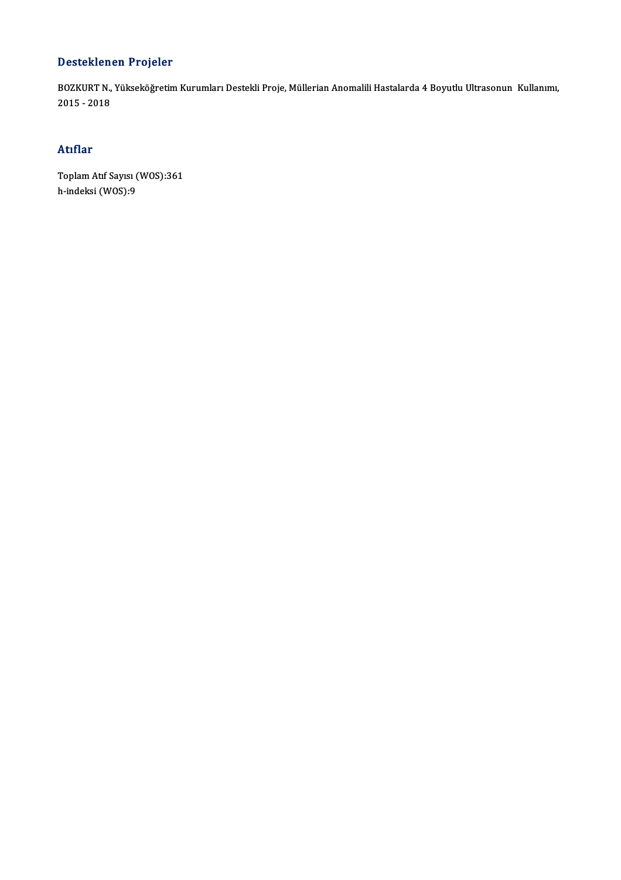## Desteklenen Projeler

BOZKURT N., Yükseköğretim Kurumları Destekli Proje, Müllerian Anomalili Hastalarda 4 Boyutlu Ultrasonun Kullanımı, 2015 - 2018

## Atıflar

Toplam Atıf Sayısı (WOS):361
h-indeksi (WOS):9